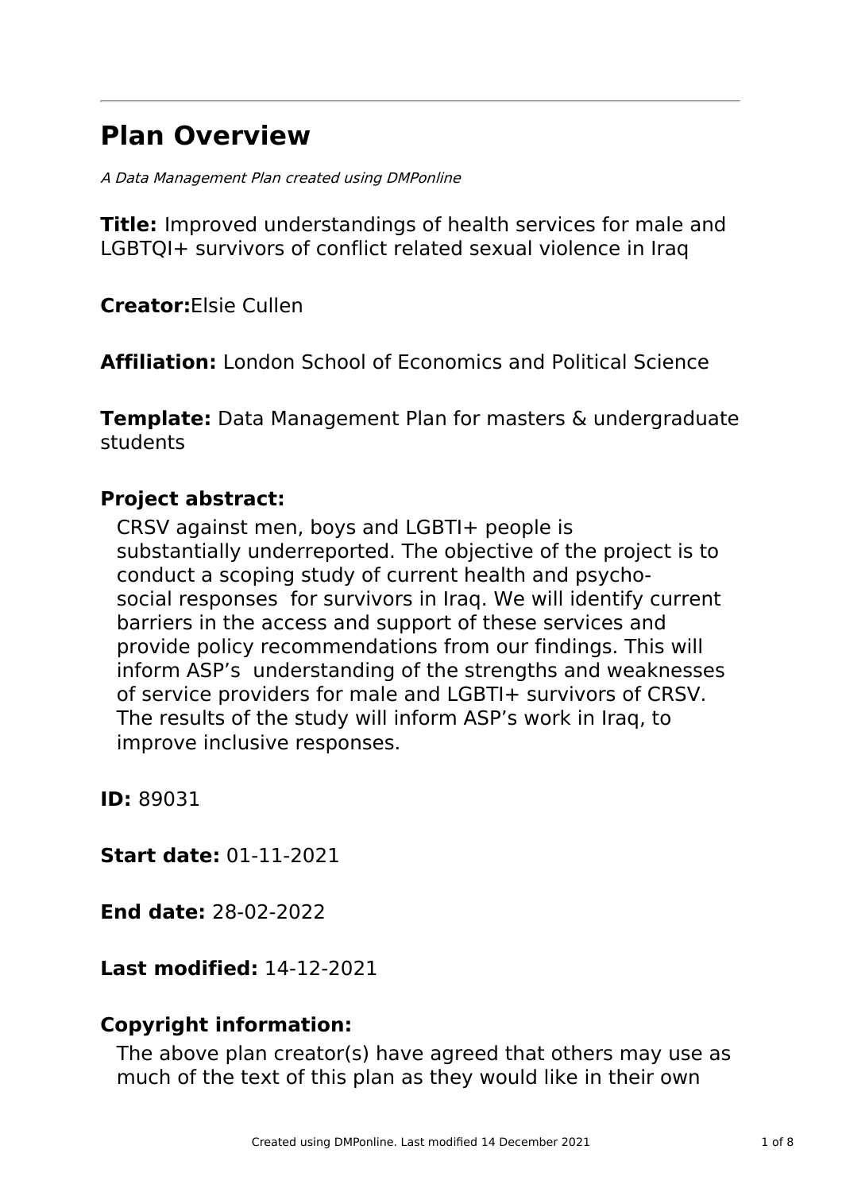# Plan Overview

*A Data Management Plan created using DMPonline*

**Title:** Improved understandings of health services for male and LGBTQI+ survivors of conflict related sexual violence in Iraq

**Creator:**Elsie Cullen

**Affiliation:** London School of Economics and Political Science

**Template:** Data Management Plan for masters & undergraduate students

**Project abstract:**

CRSV against men, boys and LGBTI+ people is substantially underreported. The objective of the project is to conduct a scoping study of current health and psycho-social responses for survivors in Iraq. We will identify current barriers in the access and support of these services and provide policy recommendations from our findings. This will inform ASP's understanding of the strengths and weaknesses of service providers for male and LGBTI+ survivors of CRSV. The results of the study will inform ASP's work in Iraq, to improve inclusive responses.

**ID:** 89031

**Start date:** 01-11-2021

**End date:** 28-02-2022

**Last modified:** 14-12-2021

**Copyright information:**

The above plan creator(s) have agreed that others may use as much of the text of this plan as they would like in their own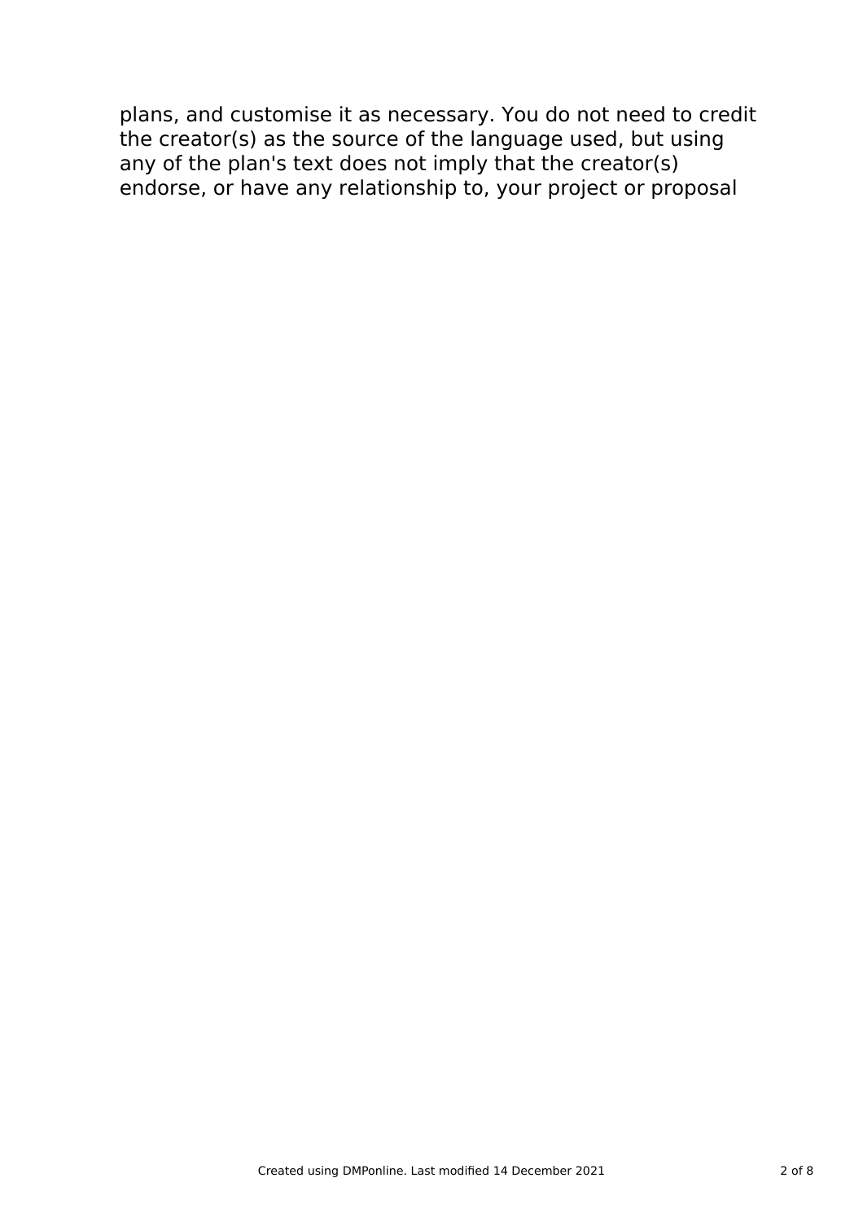plans, and customise it as necessary. You do not need to credit the creator(s) as the source of the language used, but using any of the plan's text does not imply that the creator(s) endorse, or have any relationship to, your project or proposal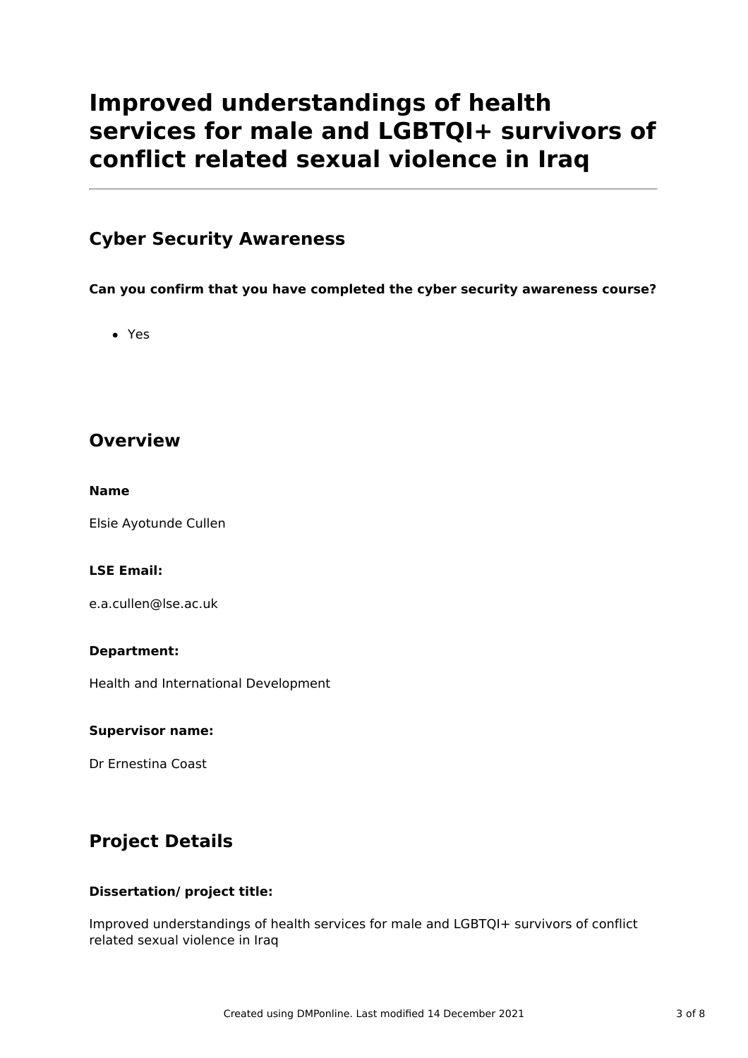# Improved understandings of health services for male and LGBTQI+ survivors of conflict related sexual violence in Iraq

## Cyber Security Awareness

**Can you confirm that you have completed the cyber security awareness course?**

- Yes

## Overview

**Name**

Elsie Ayotunde Cullen

**LSE Email:**

e.a.cullen@lse.ac.uk

**Department:**

Health and International Development

**Supervisor name:**

Dr Ernestina Coast

## Project Details

**Dissertation/ project title:**

Improved understandings of health services for male and LGBTQI+ survivors of conflict related sexual violence in Iraq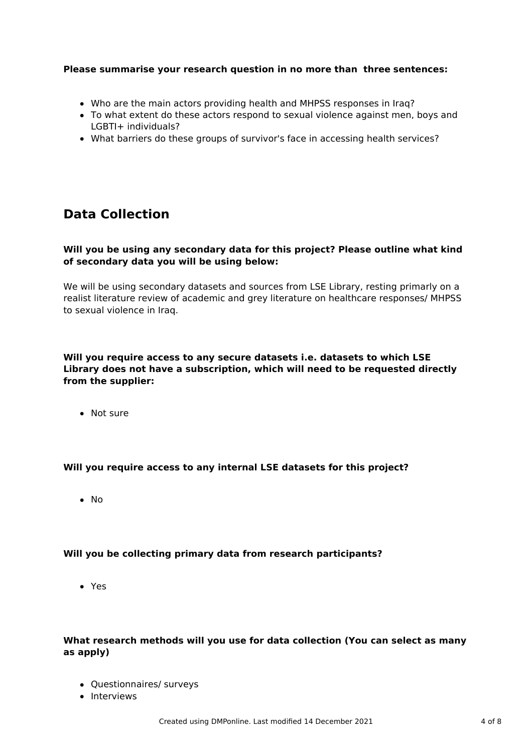**Please summarise your research question in no more than three sentences:**

- Who are the main actors providing health and MHPSS responses in Iraq?
- To what extent do these actors respond to sexual violence against men, boys and LGBTI+ individuals?
- What barriers do these groups of survivor's face in accessing health services?

## Data Collection

**Will you be using any secondary data for this project? Please outline what kind of secondary data you will be using below:**

We will be using secondary datasets and sources from LSE Library, resting primarily on a realist literature review of academic and grey literature on healthcare responses/ MHPSS to sexual violence in Iraq.

**Will you require access to any secure datasets i.e. datasets to which LSE Library does not have a subscription, which will need to be requested directly from the supplier:**

- Not sure

**Will you require access to any internal LSE datasets for this project?**

- No

**Will you be collecting primary data from research participants?**

- Yes

**What research methods will you use for data collection (You can select as many as apply)**

- Questionnaires/ surveys
- Interviews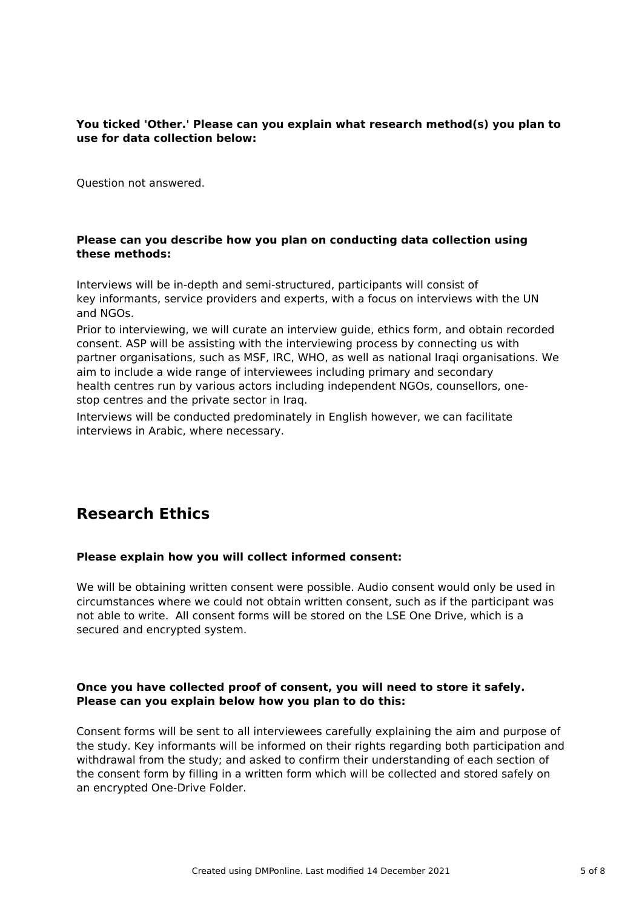**You ticked 'Other.' Please can you explain what research method(s) you plan to use for data collection below:**

Question not answered.

**Please can you describe how you plan on conducting data collection using these methods:**

Interviews will be in-depth and semi-structured, participants will consist of key informants, service providers and experts, with a focus on interviews with the UN and NGOs.

Prior to interviewing, we will curate an interview guide, ethics form, and obtain recorded consent. ASP will be assisting with the interviewing process by connecting us with partner organisations, such as MSF, IRC, WHO, as well as national Iraqi organisations. We aim to include a wide range of interviewees including primary and secondary health centres run by various actors including independent NGOs, counsellors, one-stop centres and the private sector in Iraq.

Interviews will be conducted predominately in English however, we can facilitate interviews in Arabic, where necessary.

## Research Ethics

**Please explain how you will collect informed consent:**

We will be obtaining written consent were possible. Audio consent would only be used in circumstances where we could not obtain written consent, such as if the participant was not able to write. All consent forms will be stored on the LSE One Drive, which is a secured and encrypted system.

**Once you have collected proof of consent, you will need to store it safely. Please can you explain below how you plan to do this:**

Consent forms will be sent to all interviewees carefully explaining the aim and purpose of the study. Key informants will be informed on their rights regarding both participation and withdrawal from the study; and asked to confirm their understanding of each section of the consent form by filling in a written form which will be collected and stored safely on an encrypted One-Drive Folder.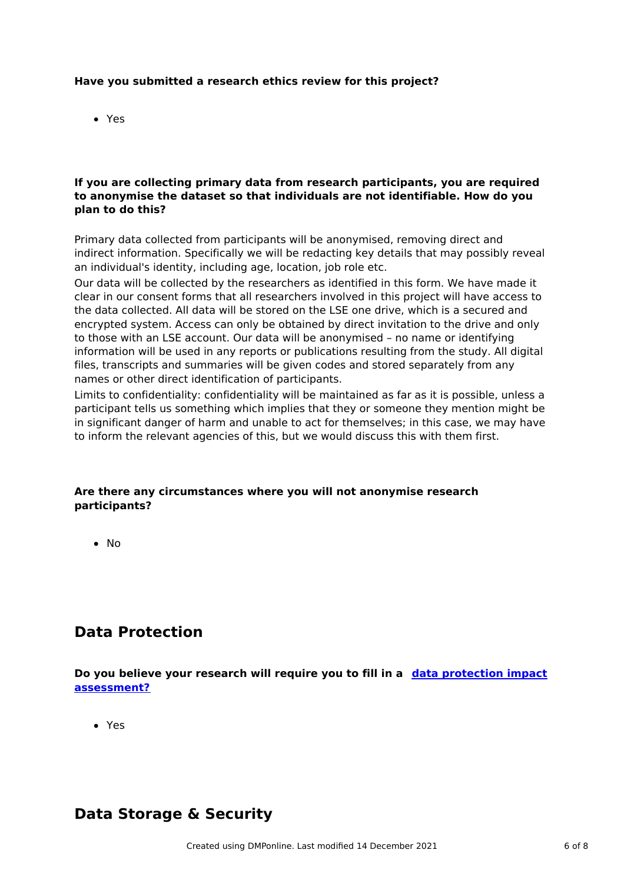**Have you submitted a research ethics review for this project?**

- Yes

**If you are collecting primary data from research participants, you are required to anonymise the dataset so that individuals are not identifiable. How do you plan to do this?**

Primary data collected from participants will be anonymised, removing direct and indirect information. Specifically we will be redacting key details that may possibly reveal an individual's identity, including age, location, job role etc.

Our data will be collected by the researchers as identified in this form. We have made it clear in our consent forms that all researchers involved in this project will have access to the data collected. All data will be stored on the LSE one drive, which is a secured and encrypted system. Access can only be obtained by direct invitation to the drive and only to those with an LSE account. Our data will be anonymised – no name or identifying information will be used in any reports or publications resulting from the study. All digital files, transcripts and summaries will be given codes and stored separately from any names or other direct identification of participants.

Limits to confidentiality: confidentiality will be maintained as far as it is possible, unless a participant tells us something which implies that they or someone they mention might be in significant danger of harm and unable to act for themselves; in this case, we may have to inform the relevant agencies of this, but we would discuss this with them first.

**Are there any circumstances where you will not anonymise research participants?**

- No

## Data Protection

**Do you believe your research will require you to fill in a [data protection impact assessment?](data protection impact assessment)**

- Yes

## Data Storage & Security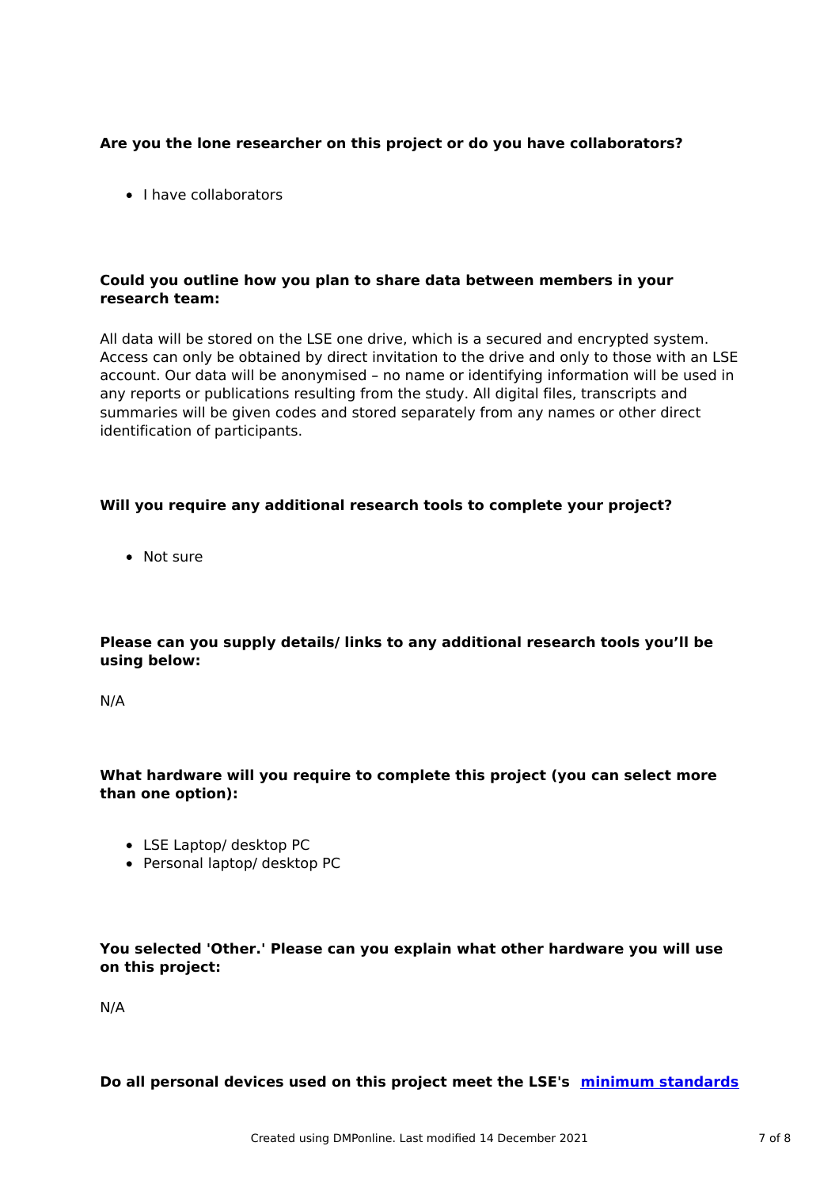**Are you the lone researcher on this project or do you have collaborators?**

- I have collaborators

**Could you outline how you plan to share data between members in your research team:**

All data will be stored on the LSE one drive, which is a secured and encrypted system. Access can only be obtained by direct invitation to the drive and only to those with an LSE account. Our data will be anonymised – no name or identifying information will be used in any reports or publications resulting from the study. All digital files, transcripts and summaries will be given codes and stored separately from any names or other direct identification of participants.

**Will you require any additional research tools to complete your project?**

- Not sure

**Please can you supply details/ links to any additional research tools you'll be using below:**

N/A

**What hardware will you require to complete this project (you can select more than one option):**

- LSE Laptop/ desktop PC
- Personal laptop/ desktop PC

**You selected 'Other.' Please can you explain what other hardware you will use on this project:**

N/A

**Do all personal devices used on this project meet the LSE's [minimum standards](#)**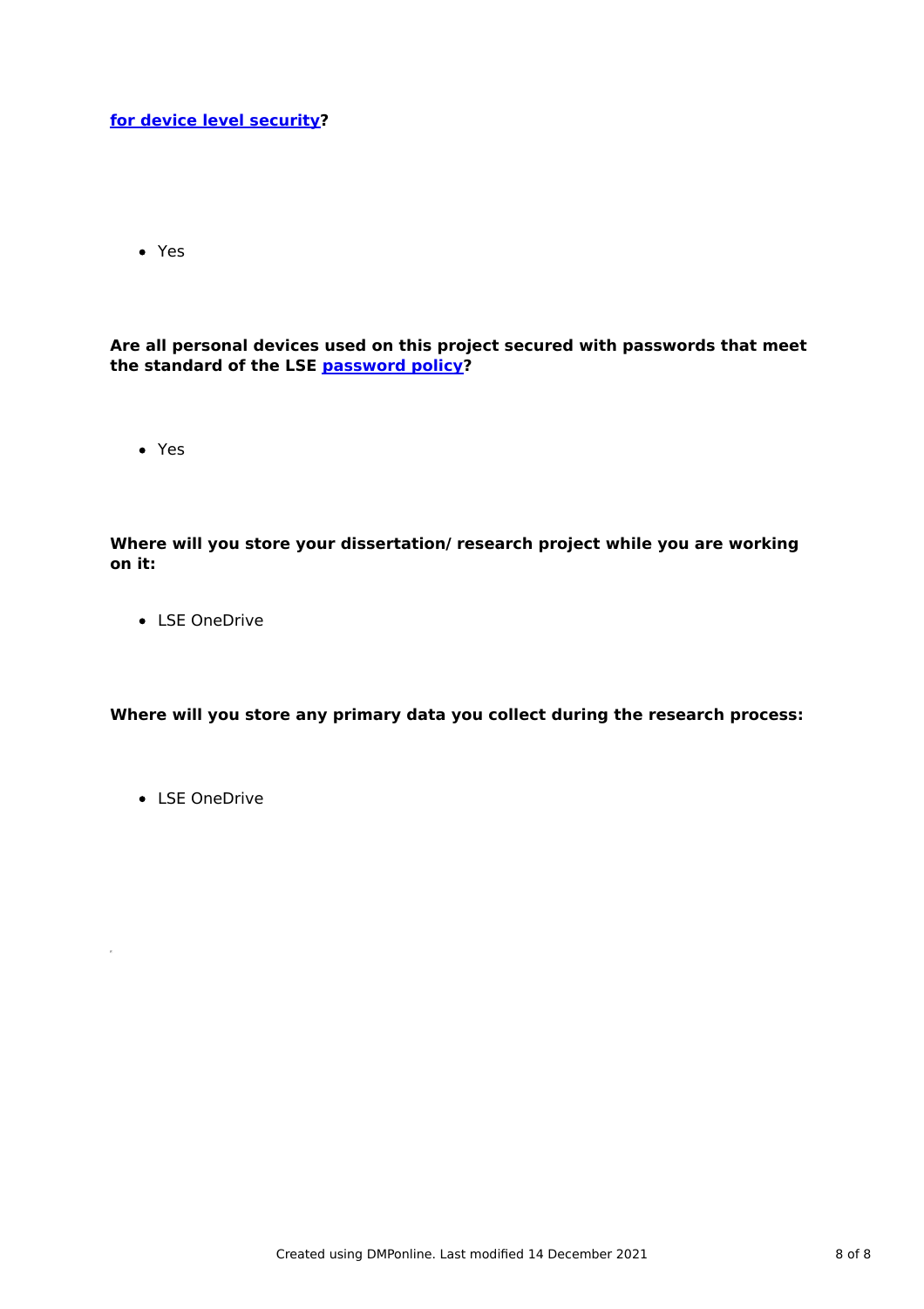**for device level security?**

- Yes

**Are all personal devices used on this project secured with passwords that meet the standard of the LSE password policy?**

- Yes

**Where will you store your dissertation/ research project while you are working on it:**

- LSE OneDrive

**Where will you store any primary data you collect during the research process:**

- LSE OneDrive

Created using DMPonline. Last modified 14 December 2021